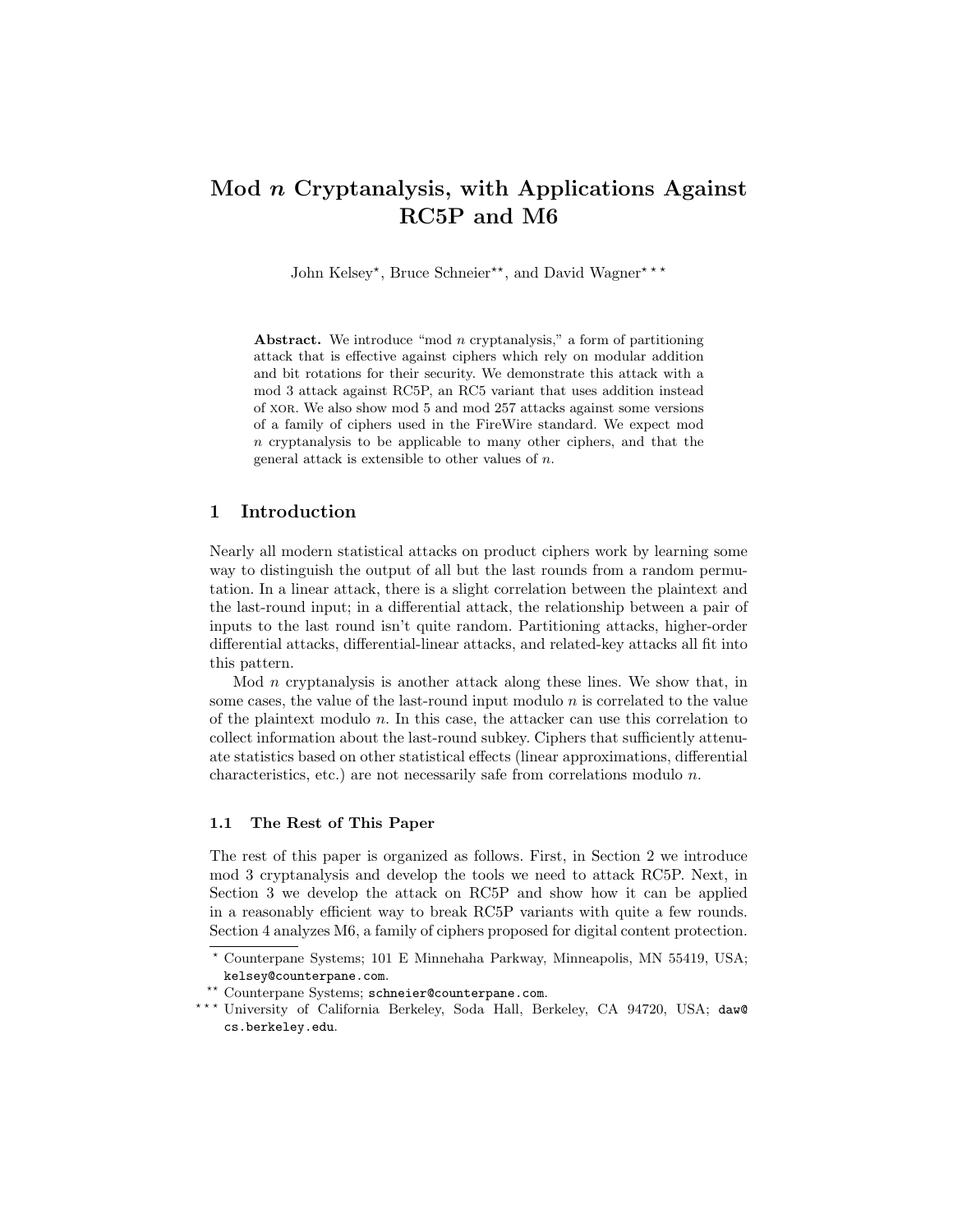# Mod $n$ Cryptanalysis, with Applications Against RC5P and M6

John Kelsey[*], Bruce Schneier[**], and David Wagner[***]

**Abstract.** We introduce "mod $n$ cryptanalysis," a form of partitioning attack that is effective against ciphers which rely on modular addition and bit rotations for their security. We demonstrate this attack with a mod 3 attack against RC5P, an RC5 variant that uses addition instead of XOR. We also show mod 5 and mod 257 attacks against some versions of a family of ciphers used in the FireWire standard. We expect mod $n$ cryptanalysis to be applicable to many other ciphers, and that the general attack is extensible to other values of $n$.

## 1 Introduction

Nearly all modern statistical attacks on product ciphers work by learning some way to distinguish the output of all but the last rounds from a random permutation. In a linear attack, there is a slight correlation between the plaintext and the last-round input; in a differential attack, the relationship between a pair of inputs to the last round isn't quite random. Partitioning attacks, higher-order differential attacks, differential-linear attacks, and related-key attacks all fit into this pattern.

Mod $n$ cryptanalysis is another attack along these lines. We show that, in some cases, the value of the last-round input modulo $n$ is correlated to the value of the plaintext modulo $n$. In this case, the attacker can use this correlation to collect information about the last-round subkey. Ciphers that sufficiently attenuate statistics based on other statistical effects (linear approximations, differential characteristics, etc.) are not necessarily safe from correlations modulo $n$.

### 1.1 The Rest of This Paper

The rest of this paper is organized as follows. First, in Section 2 we introduce mod 3 cryptanalysis and develop the tools we need to attack RC5P. Next, in Section 3 we develop the attack on RC5P and show how it can be applied in a reasonably efficient way to break RC5P variants with quite a few rounds. Section 4 analyzes M6, a family of ciphers proposed for digital content protection.

[*] Counterpane Systems; 101 E Minnehaha Parkway, Minneapolis, MN 55419, USA; kelsey@counterpane.com.

[**] Counterpane Systems; schneier@counterpane.com.

[***] University of California Berkeley, Soda Hall, Berkeley, CA 94720, USA; daw@cs.berkeley.edu.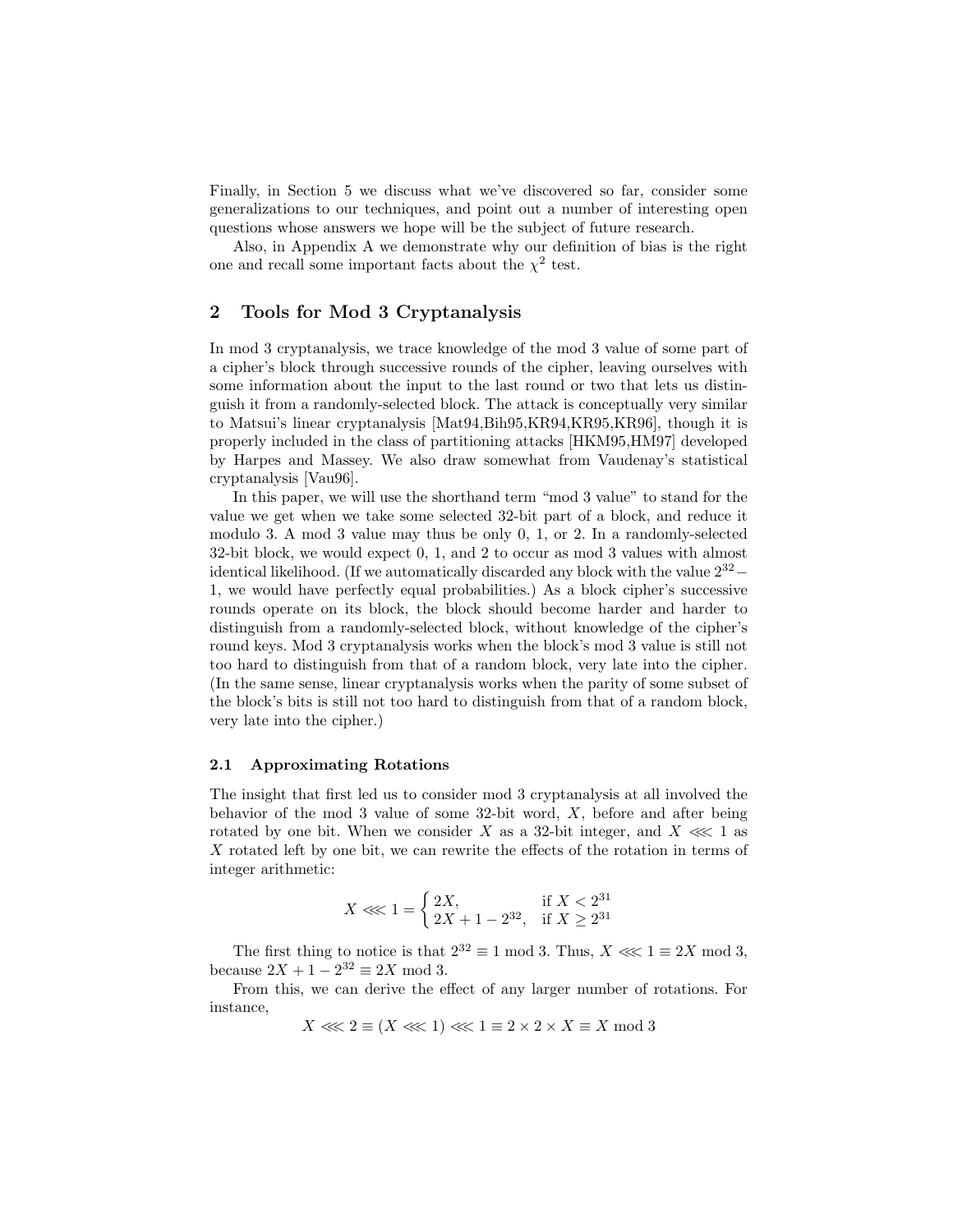Finally, in Section 5 we discuss what we've discovered so far, consider some generalizations to our techniques, and point out a number of interesting open questions whose answers we hope will be the subject of future research.

Also, in Appendix A we demonstrate why our definition of bias is the right one and recall some important facts about the $\chi^2$ test.

## 2 Tools for Mod 3 Cryptanalysis

In mod 3 cryptanalysis, we trace knowledge of the mod 3 value of some part of a cipher's block through successive rounds of the cipher, leaving ourselves with some information about the input to the last round or two that lets us distinguish it from a randomly-selected block. The attack is conceptually very similar to Matsui's linear cryptanalysis [Mat94,Bih95,KR94,KR95,KR96], though it is properly included in the class of partitioning attacks [HKM95,HM97] developed by Harpes and Massey. We also draw somewhat from Vaudenay's statistical cryptanalysis [Vau96].

In this paper, we will use the shorthand term "mod 3 value" to stand for the value we get when we take some selected 32-bit part of a block, and reduce it modulo 3. A mod 3 value may thus be only 0, 1, or 2. In a randomly-selected 32-bit block, we would expect 0, 1, and 2 to occur as mod 3 values with almost identical likelihood. (If we automatically discarded any block with the value $2^{32} - 1$, we would have perfectly equal probabilities.) As a block cipher's successive rounds operate on its block, the block should become harder and harder to distinguish from a randomly-selected block, without knowledge of the cipher's round keys. Mod 3 cryptanalysis works when the block's mod 3 value is still not too hard to distinguish from that of a random block, very late into the cipher. (In the same sense, linear cryptanalysis works when the parity of some subset of the block's bits is still not too hard to distinguish from that of a random block, very late into the cipher.)

### 2.1 Approximating Rotations

The insight that first led us to consider mod 3 cryptanalysis at all involved the behavior of the mod 3 value of some 32-bit word, $X$, before and after being rotated by one bit. When we consider $X$ as a 32-bit integer, and $X \lll 1$ as $X$ rotated left by one bit, we can rewrite the effects of the rotation in terms of integer arithmetic:

$$X \lll 1 = \begin{cases} 2X, & \text{if } X < 2^{31} \\ 2X + 1 - 2^{32}, & \text{if } X \geq 2^{31} \end{cases}$$

The first thing to notice is that $2^{32} \equiv 1 \bmod 3$. Thus, $X \lll 1 \equiv 2X \bmod 3$, because $2X + 1 - 2^{32} \equiv 2X \bmod 3$.

From this, we can derive the effect of any larger number of rotations. For instance,

$$X \lll 2 \equiv (X \lll 1) \lll 1 \equiv 2 \times 2 \times X \equiv X \bmod 3$$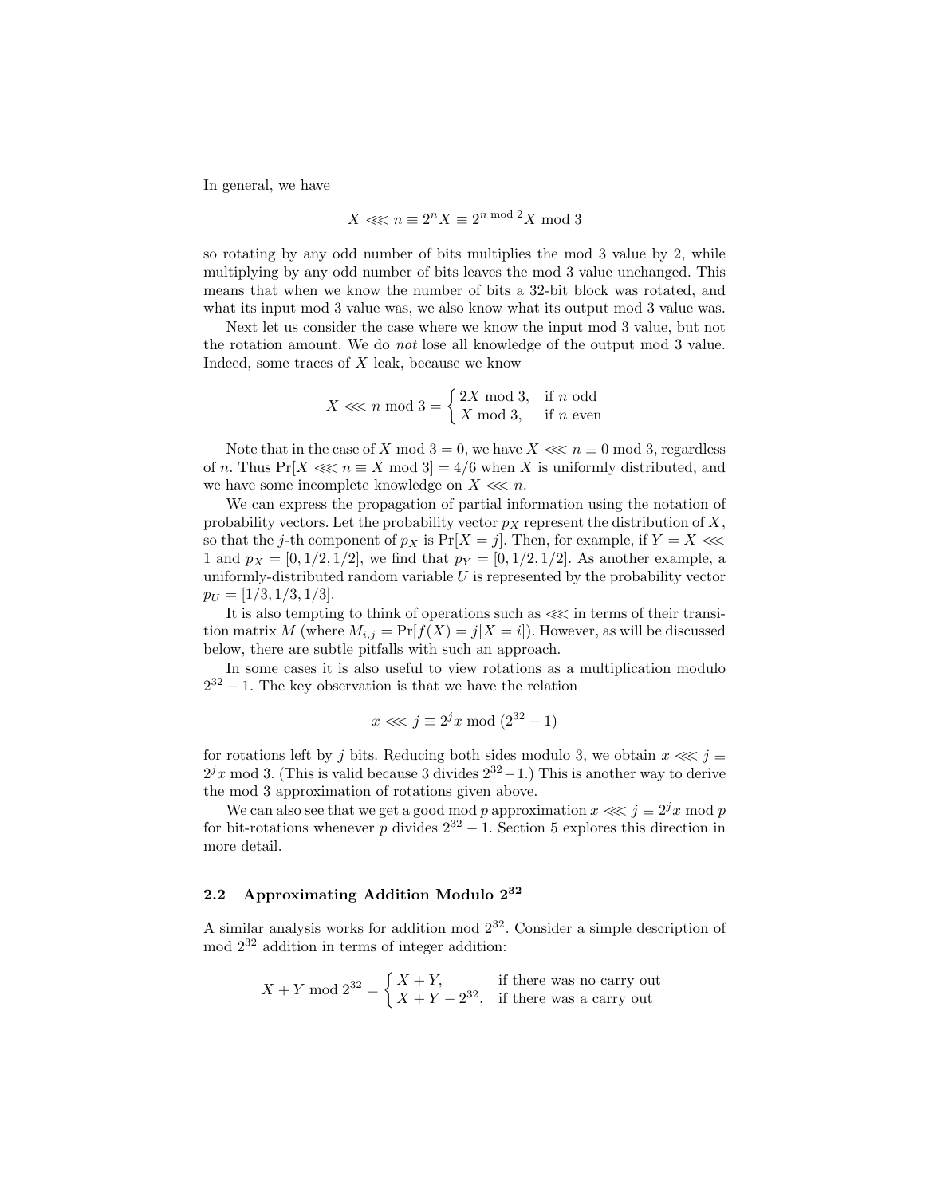In general, we have

$$X \lll n \equiv 2^n X \equiv 2^{n \bmod 2} X \bmod 3$$

so rotating by any odd number of bits multiplies the mod 3 value by 2, while multiplying by any odd number of bits leaves the mod 3 value unchanged. This means that when we know the number of bits a 32-bit block was rotated, and what its input mod 3 value was, we also know what its output mod 3 value was.

Next let us consider the case where we know the input mod 3 value, but not the rotation amount. We do *not* lose all knowledge of the output mod 3 value. Indeed, some traces of $X$ leak, because we know

$$X \lll n \bmod 3 = \begin{cases} 2X \bmod 3, & \text{if } n \text{ odd} \\ X \bmod 3, & \text{if } n \text{ even} \end{cases}$$

Note that in the case of $X \bmod 3 = 0$, we have $X \lll n \equiv 0 \bmod 3$, regardless of $n$. Thus $\Pr[X \lll n \equiv X \bmod 3] = 4/6$ when $X$ is uniformly distributed, and we have some incomplete knowledge on $X \lll n$.

We can express the propagation of partial information using the notation of probability vectors. Let the probability vector $p_X$ represent the distribution of $X$, so that the $j$-th component of $p_X$ is $\Pr[X = j]$. Then, for example, if $Y = X \lll 1$ and $p_X = [0, 1/2, 1/2]$, we find that $p_Y = [0, 1/2, 1/2]$. As another example, a uniformly-distributed random variable $U$ is represented by the probability vector $p_U = [1/3, 1/3, 1/3]$.

It is also tempting to think of operations such as $\lll$ in terms of their transition matrix $M$ (where $M_{i,j} = \Pr[f(X) = j | X = i]$). However, as will be discussed below, there are subtle pitfalls with such an approach.

In some cases it is also useful to view rotations as a multiplication modulo $2^{32} - 1$. The key observation is that we have the relation

$$x \lll j \equiv 2^j x \bmod (2^{32} - 1)$$

for rotations left by $j$ bits. Reducing both sides modulo 3, we obtain $x \lll j \equiv 2^j x \bmod 3$. (This is valid because 3 divides $2^{32} - 1$.) This is another way to derive the mod 3 approximation of rotations given above.

We can also see that we get a good mod $p$ approximation $x \lll j \equiv 2^j x \bmod p$ for bit-rotations whenever $p$ divides $2^{32} - 1$. Section 5 explores this direction in more detail.

### 2.2 Approximating Addition Modulo $2^{32}$

A similar analysis works for addition mod $2^{32}$. Consider a simple description of mod $2^{32}$ addition in terms of integer addition:

$$X + Y \bmod 2^{32} = \begin{cases} X + Y, & \text{if there was no carry out} \\ X + Y - 2^{32}, & \text{if there was a carry out} \end{cases}$$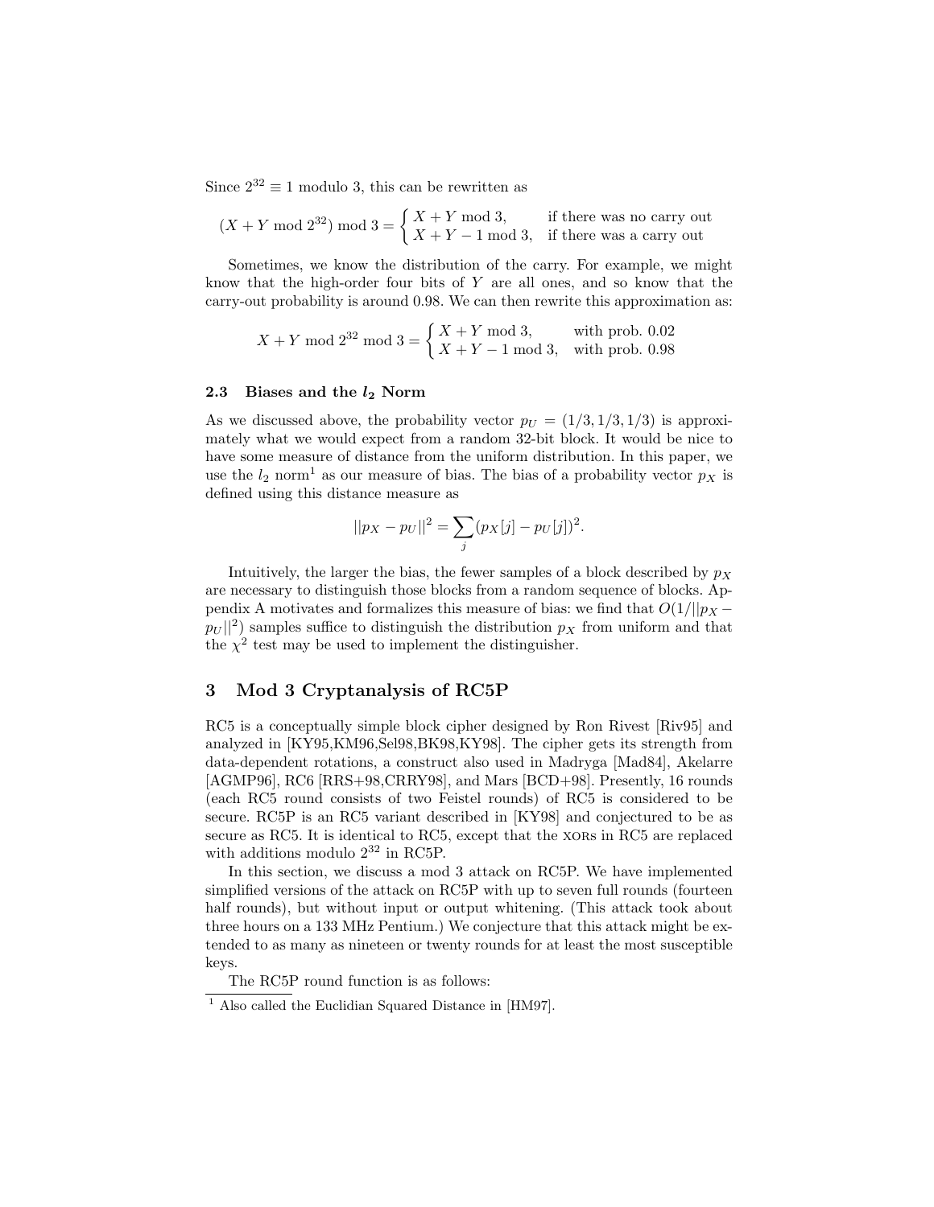Since $2^{32} \equiv 1$ modulo 3, this can be rewritten as

$$(X + Y \bmod 2^{32}) \bmod 3 = \begin{cases} X + Y \bmod 3, & \text{if there was no carry out} \\ X + Y - 1 \bmod 3, & \text{if there was a carry out} \end{cases}$$

Sometimes, we know the distribution of the carry. For example, we might know that the high-order four bits of $Y$ are all ones, and so know that the carry-out probability is around 0.98. We can then rewrite this approximation as:

$$X + Y \bmod 2^{32} \bmod 3 = \begin{cases} X + Y \bmod 3, & \text{with prob. } 0.02 \\ X + Y - 1 \bmod 3, & \text{with prob. } 0.98 \end{cases}$$

### 2.3 Biases and the $l_2$ Norm

As we discussed above, the probability vector $p_U = (1/3, 1/3, 1/3)$ is approximately what we would expect from a random 32-bit block. It would be nice to have some measure of distance from the uniform distribution. In this paper, we use the $l_2$ norm[1] as our measure of bias. The bias of a probability vector $p_X$ is defined using this distance measure as

$$||p_X - p_U||^2 = \sum_j (p_X[j] - p_U[j])^2.$$

Intuitively, the larger the bias, the fewer samples of a block described by $p_X$ are necessary to distinguish those blocks from a random sequence of blocks. Appendix A motivates and formalizes this measure of bias: we find that $O(1/||p_X - p_U||^2)$ samples suffice to distinguish the distribution $p_X$ from uniform and that the $\chi^2$ test may be used to implement the distinguisher.

## 3 Mod 3 Cryptanalysis of RC5P

RC5 is a conceptually simple block cipher designed by Ron Rivest [Riv95] and analyzed in [KY95,KM96,Sel98,BK98,KY98]. The cipher gets its strength from data-dependent rotations, a construct also used in Madryga [Mad84], Akelarre [AGMP96], RC6 [RRS+98,CRRY98], and Mars [BCD+98]. Presently, 16 rounds (each RC5 round consists of two Feistel rounds) of RC5 is considered to be secure. RC5P is an RC5 variant described in [KY98] and conjectured to be as secure as RC5. It is identical to RC5, except that the XORs in RC5 are replaced with additions modulo $2^{32}$ in RC5P.

In this section, we discuss a mod 3 attack on RC5P. We have implemented simplified versions of the attack on RC5P with up to seven full rounds (fourteen half rounds), but without input or output whitening. (This attack took about three hours on a 133 MHz Pentium.) We conjecture that this attack might be extended to as many as nineteen or twenty rounds for at least the most susceptible keys.

The RC5P round function is as follows:

[1] Also called the Euclidian Squared Distance in [HM97].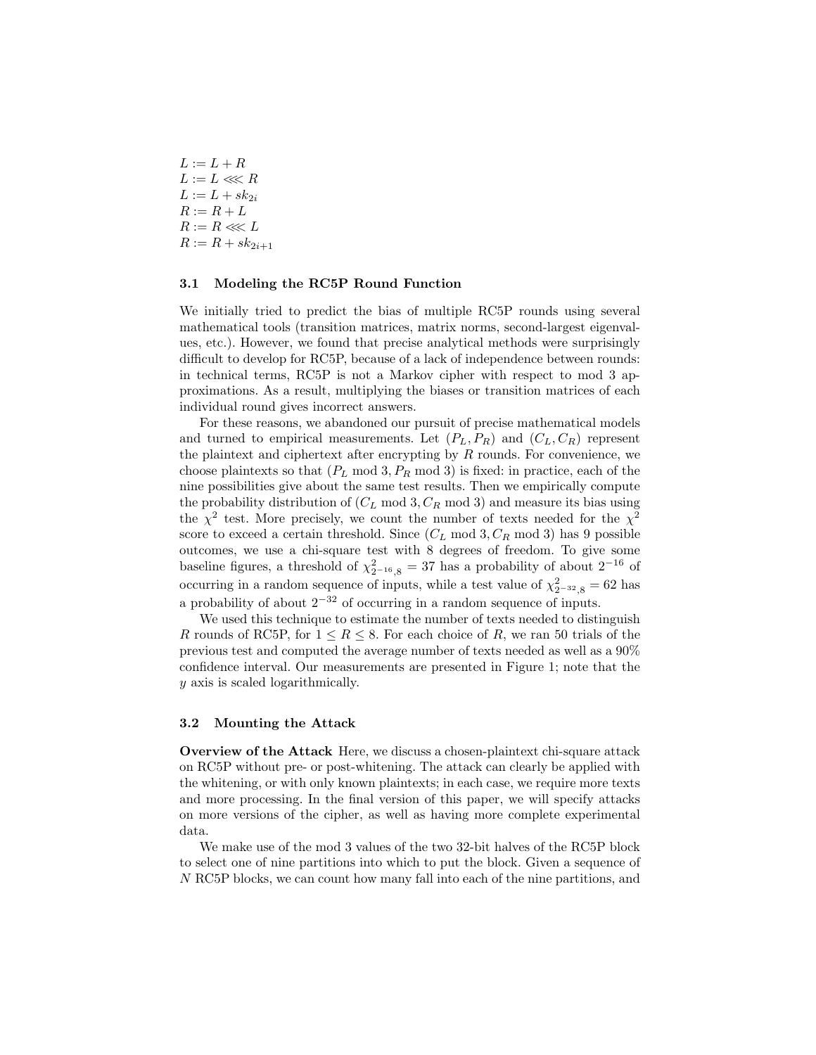$L := L + R$
$L := L \lll R$
$L := L + sk_{2i}$
$R := R + L$
$R := R \lll L$
$R := R + sk_{2i+1}$

### 3.1 Modeling the RC5P Round Function

We initially tried to predict the bias of multiple RC5P rounds using several mathematical tools (transition matrices, matrix norms, second-largest eigenvalues, etc.). However, we found that precise analytical methods were surprisingly difficult to develop for RC5P, because of a lack of independence between rounds: in technical terms, RC5P is not a Markov cipher with respect to mod 3 approximations. As a result, multiplying the biases or transition matrices of each individual round gives incorrect answers.

For these reasons, we abandoned our pursuit of precise mathematical models and turned to empirical measurements. Let $(P_L, P_R)$ and $(C_L, C_R)$ represent the plaintext and ciphertext after encrypting by $R$ rounds. For convenience, we choose plaintexts so that $(P_L \bmod 3, P_R \bmod 3)$ is fixed: in practice, each of the nine possibilities give about the same test results. Then we empirically compute the probability distribution of $(C_L \bmod 3, C_R \bmod 3)$ and measure its bias using the $\chi^2$ test. More precisely, we count the number of texts needed for the $\chi^2$ score to exceed a certain threshold. Since $(C_L \bmod 3, C_R \bmod 3)$ has 9 possible outcomes, we use a chi-square test with 8 degrees of freedom. To give some baseline figures, a threshold of $\chi^2_{2^{-16},8} = 37$ has a probability of about $2^{-16}$ of occurring in a random sequence of inputs, while a test value of $\chi^2_{2^{-32},8} = 62$ has a probability of about $2^{-32}$ of occurring in a random sequence of inputs.

We used this technique to estimate the number of texts needed to distinguish $R$ rounds of RC5P, for $1 \le R \le 8$. For each choice of $R$, we ran 50 trials of the previous test and computed the average number of texts needed as well as a 90% confidence interval. Our measurements are presented in Figure 1; note that the $y$ axis is scaled logarithmically.

### 3.2 Mounting the Attack

**Overview of the Attack** Here, we discuss a chosen-plaintext chi-square attack on RC5P without pre- or post-whitening. The attack can clearly be applied with the whitening, or with only known plaintexts; in each case, we require more texts and more processing. In the final version of this paper, we will specify attacks on more versions of the cipher, as well as having more complete experimental data.

We make use of the mod 3 values of the two 32-bit halves of the RC5P block to select one of nine partitions into which to put the block. Given a sequence of $N$ RC5P blocks, we can count how many fall into each of the nine partitions, and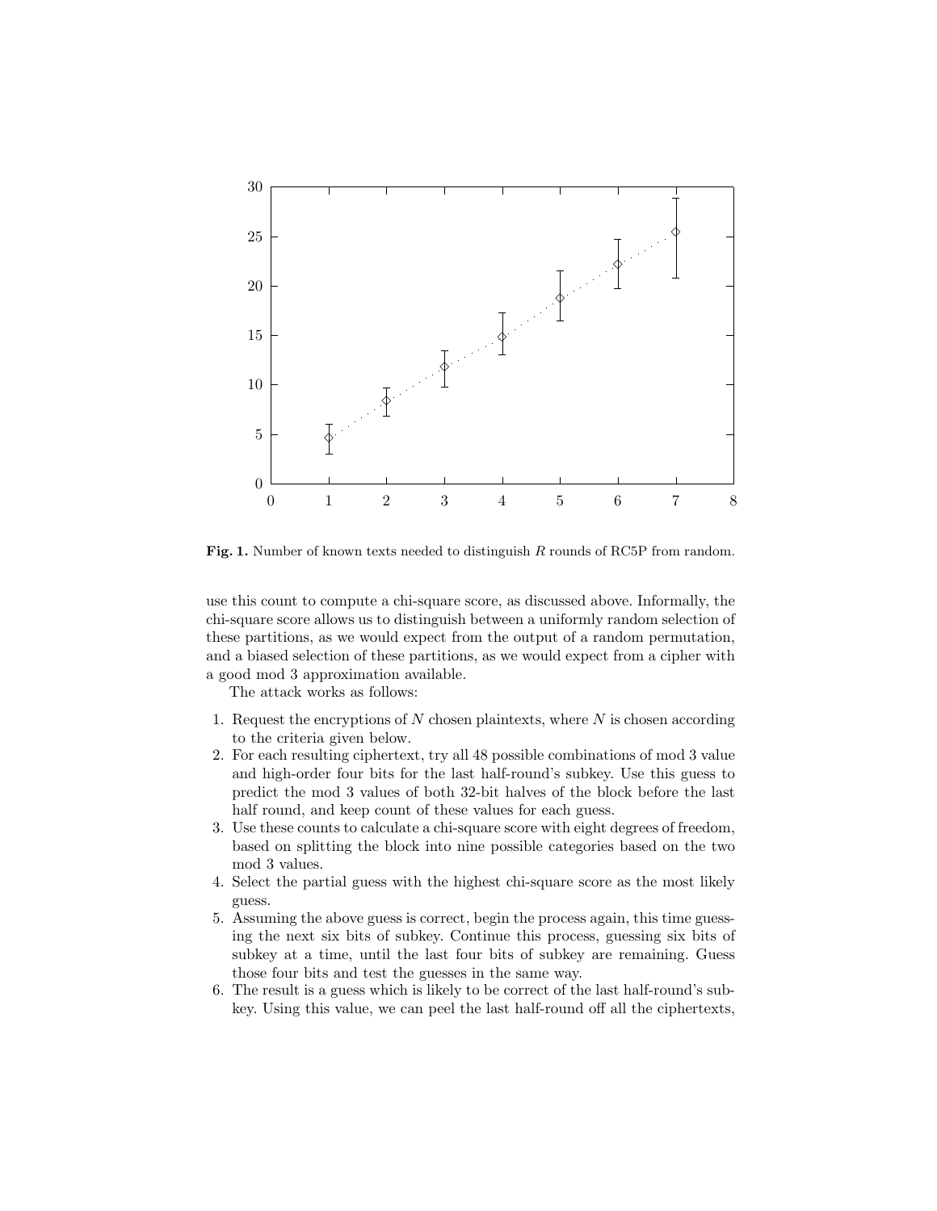**Fig. 1.** Number of known texts needed to distinguish $R$ rounds of RC5P from random.

use this count to compute a chi-square score, as discussed above. Informally, the chi-square score allows us to distinguish between a uniformly random selection of these partitions, as we would expect from the output of a random permutation, and a biased selection of these partitions, as we would expect from a cipher with a good mod 3 approximation available.

The attack works as follows:

1. Request the encryptions of $N$ chosen plaintexts, where $N$ is chosen according to the criteria given below.
2. For each resulting ciphertext, try all 48 possible combinations of mod 3 value and high-order four bits for the last half-round's subkey. Use this guess to predict the mod 3 values of both 32-bit halves of the block before the last half round, and keep count of these values for each guess.
3. Use these counts to calculate a chi-square score with eight degrees of freedom, based on splitting the block into nine possible categories based on the two mod 3 values.
4. Select the partial guess with the highest chi-square score as the most likely guess.
5. Assuming the above guess is correct, begin the process again, this time guessing the next six bits of subkey. Continue this process, guessing six bits of subkey at a time, until the last four bits of subkey are remaining. Guess those four bits and test the guesses in the same way.
6. The result is a guess which is likely to be correct of the last half-round's subkey. Using this value, we can peel the last half-round off all the ciphertexts,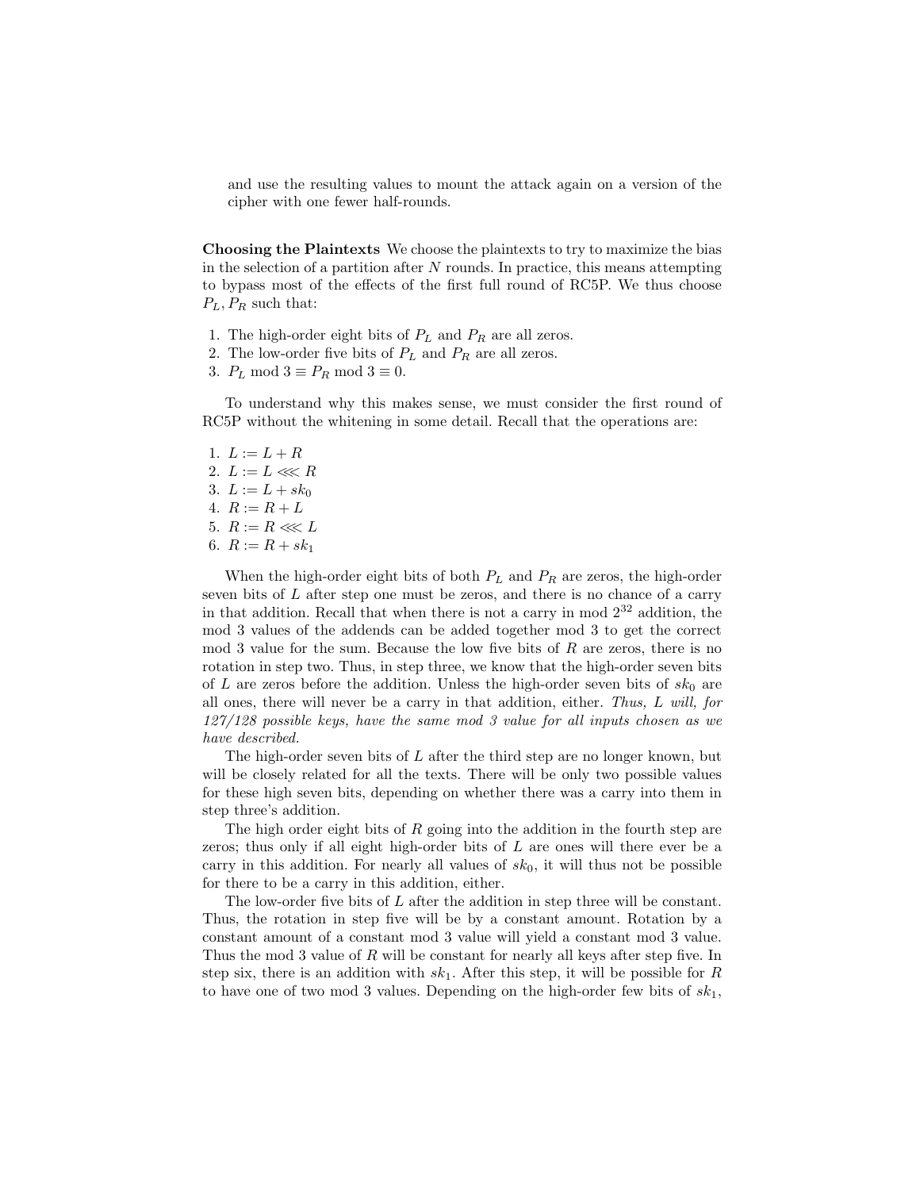and use the resulting values to mount the attack again on a version of the cipher with one fewer half-rounds.

**Choosing the Plaintexts** We choose the plaintexts to try to maximize the bias in the selection of a partition after $N$ rounds. In practice, this means attempting to bypass most of the effects of the first full round of RC5P. We thus choose $P_L, P_R$ such that:

1. The high-order eight bits of $P_L$ and $P_R$ are all zeros.
2. The low-order five bits of $P_L$ and $P_R$ are all zeros.
3. $P_L \bmod 3 \equiv P_R \bmod 3 \equiv 0$.

To understand why this makes sense, we must consider the first round of RC5P without the whitening in some detail. Recall that the operations are:

1. $L := L + R$
2. $L := L \lll R$
3. $L := L + sk_0$
4. $R := R + L$
5. $R := R \lll L$
6. $R := R + sk_1$

When the high-order eight bits of both $P_L$ and $P_R$ are zeros, the high-order seven bits of $L$ after step one must be zeros, and there is no chance of a carry in that addition. Recall that when there is not a carry in mod $2^{32}$ addition, the mod 3 values of the addends can be added together mod 3 to get the correct mod 3 value for the sum. Because the low five bits of $R$ are zeros, there is no rotation in step two. Thus, in step three, we know that the high-order seven bits of $L$ are zeros before the addition. Unless the high-order seven bits of $sk_0$ are all ones, there will never be a carry in that addition, either. *Thus, L will, for 127/128 possible keys, have the same mod 3 value for all inputs chosen as we have described.*

The high-order seven bits of $L$ after the third step are no longer known, but will be closely related for all the texts. There will be only two possible values for these high seven bits, depending on whether there was a carry into them in step three's addition.

The high order eight bits of $R$ going into the addition in the fourth step are zeros; thus only if all eight high-order bits of $L$ are ones will there ever be a carry in this addition. For nearly all values of $sk_0$, it will thus not be possible for there to be a carry in this addition, either.

The low-order five bits of $L$ after the addition in step three will be constant. Thus, the rotation in step five will be by a constant amount. Rotation by a constant amount of a constant mod 3 value will yield a constant mod 3 value. Thus the mod 3 value of $R$ will be constant for nearly all keys after step five. In step six, there is an addition with $sk_1$. After this step, it will be possible for $R$ to have one of two mod 3 values. Depending on the high-order few bits of $sk_1$,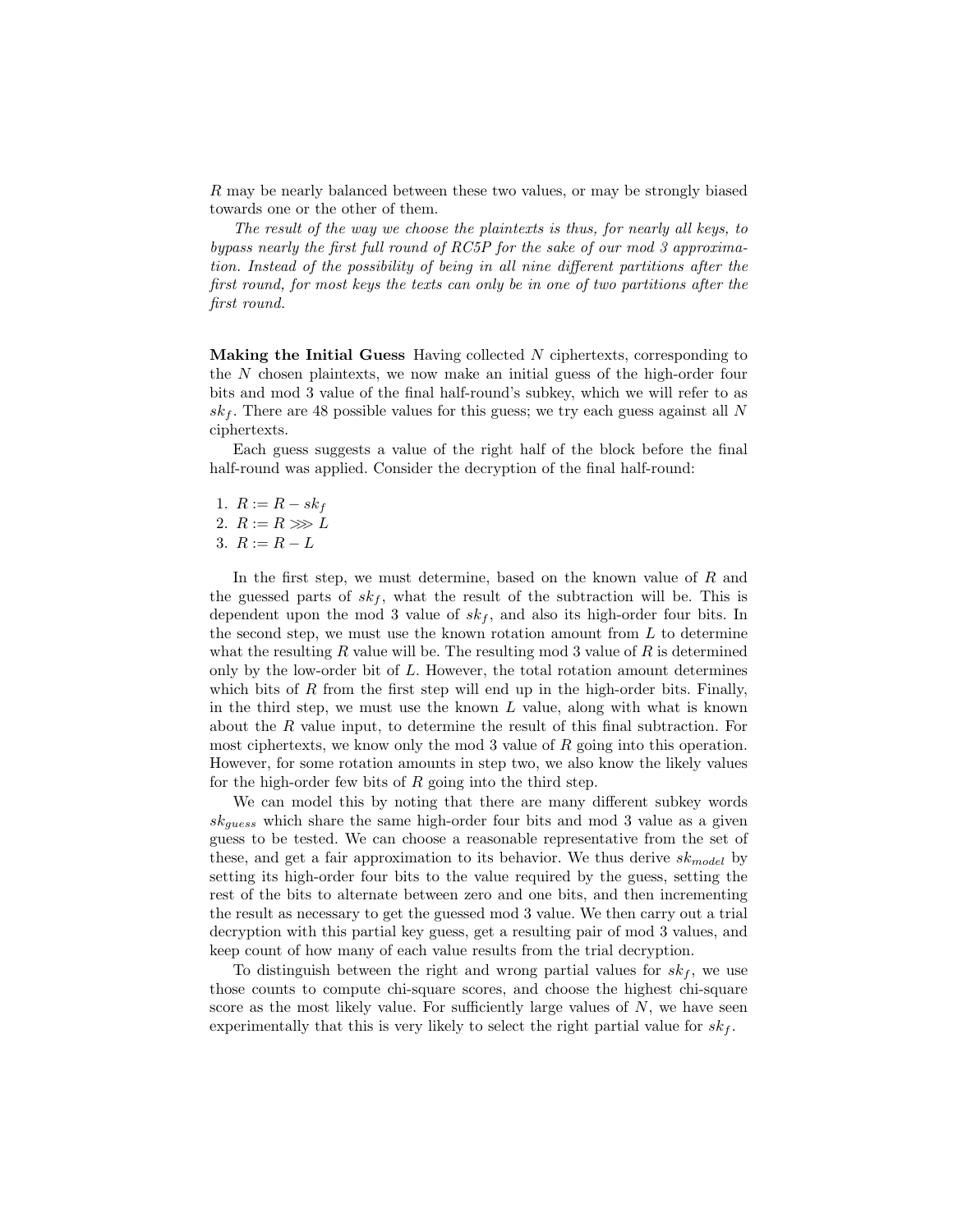$R$ may be nearly balanced between these two values, or may be strongly biased towards one or the other of them.

*The result of the way we choose the plaintexts is thus, for nearly all keys, to bypass nearly the first full round of RC5P for the sake of our mod 3 approximation. Instead of the possibility of being in all nine different partitions after the first round, for most keys the texts can only be in one of two partitions after the first round.*

**Making the Initial Guess** Having collected $N$ ciphertexts, corresponding to the $N$ chosen plaintexts, we now make an initial guess of the high-order four bits and mod 3 value of the final half-round's subkey, which we will refer to as $sk_f$. There are 48 possible values for this guess; we try each guess against all $N$ ciphertexts.

Each guess suggests a value of the right half of the block before the final half-round was applied. Consider the decryption of the final half-round:

1. $R := R - sk_f$
2. $R := R \ggg L$
3. $R := R - L$

In the first step, we must determine, based on the known value of $R$ and the guessed parts of $sk_f$, what the result of the subtraction will be. This is dependent upon the mod 3 value of $sk_f$, and also its high-order four bits. In the second step, we must use the known rotation amount from $L$ to determine what the resulting $R$ value will be. The resulting mod 3 value of $R$ is determined only by the low-order bit of $L$. However, the total rotation amount determines which bits of $R$ from the first step will end up in the high-order bits. Finally, in the third step, we must use the known $L$ value, along with what is known about the $R$ value input, to determine the result of this final subtraction. For most ciphertexts, we know only the mod 3 value of $R$ going into this operation. However, for some rotation amounts in step two, we also know the likely values for the high-order few bits of $R$ going into the third step.

We can model this by noting that there are many different subkey words $sk_{guess}$ which share the same high-order four bits and mod 3 value as a given guess to be tested. We can choose a reasonable representative from the set of these, and get a fair approximation to its behavior. We thus derive $sk_{model}$ by setting its high-order four bits to the value required by the guess, setting the rest of the bits to alternate between zero and one bits, and then incrementing the result as necessary to get the guessed mod 3 value. We then carry out a trial decryption with this partial key guess, get a resulting pair of mod 3 values, and keep count of how many of each value results from the trial decryption.

To distinguish between the right and wrong partial values for $sk_f$, we use those counts to compute chi-square scores, and choose the highest chi-square score as the most likely value. For sufficiently large values of $N$, we have seen experimentally that this is very likely to select the right partial value for $sk_f$.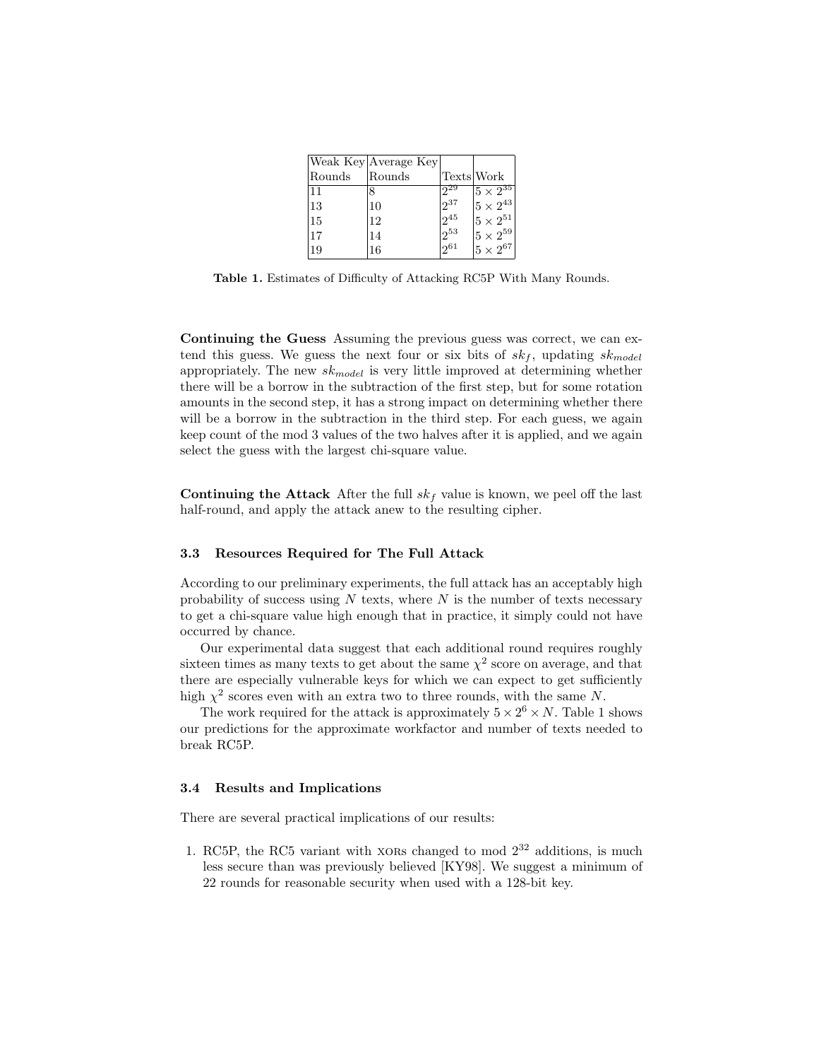| Weak Key Rounds | Average Key Rounds | Texts | Work |
|---|---|---|---|
| 11 | 8 | $2^{29}$ | $5 \times 2^{35}$ |
| 13 | 10 | $2^{37}$ | $5 \times 2^{43}$ |
| 15 | 12 | $2^{45}$ | $5 \times 2^{51}$ |
| 17 | 14 | $2^{53}$ | $5 \times 2^{59}$ |
| 19 | 16 | $2^{61}$ | $5 \times 2^{67}$ |

**Table 1.** Estimates of Difficulty of Attacking RC5P With Many Rounds.

**Continuing the Guess** Assuming the previous guess was correct, we can extend this guess. We guess the next four or six bits of $sk_f$, updating $sk_{model}$ appropriately. The new $sk_{model}$ is very little improved at determining whether there will be a borrow in the subtraction of the first step, but for some rotation amounts in the second step, it has a strong impact on determining whether there will be a borrow in the subtraction in the third step. For each guess, we again keep count of the mod 3 values of the two halves after it is applied, and we again select the guess with the largest chi-square value.

**Continuing the Attack** After the full $sk_f$ value is known, we peel off the last half-round, and apply the attack anew to the resulting cipher.

### 3.3 Resources Required for The Full Attack

According to our preliminary experiments, the full attack has an acceptably high probability of success using $N$ texts, where $N$ is the number of texts necessary to get a chi-square value high enough that in practice, it simply could not have occurred by chance.

Our experimental data suggest that each additional round requires roughly sixteen times as many texts to get about the same $\chi^2$ score on average, and that there are especially vulnerable keys for which we can expect to get sufficiently high $\chi^2$ scores even with an extra two to three rounds, with the same $N$.

The work required for the attack is approximately $5 \times 2^6 \times N$. Table 1 shows our predictions for the approximate workfactor and number of texts needed to break RC5P.

### 3.4 Results and Implications

There are several practical implications of our results:

1. RC5P, the RC5 variant with XORs changed to mod $2^{32}$ additions, is much less secure than was previously believed [KY98]. We suggest a minimum of 22 rounds for reasonable security when used with a 128-bit key.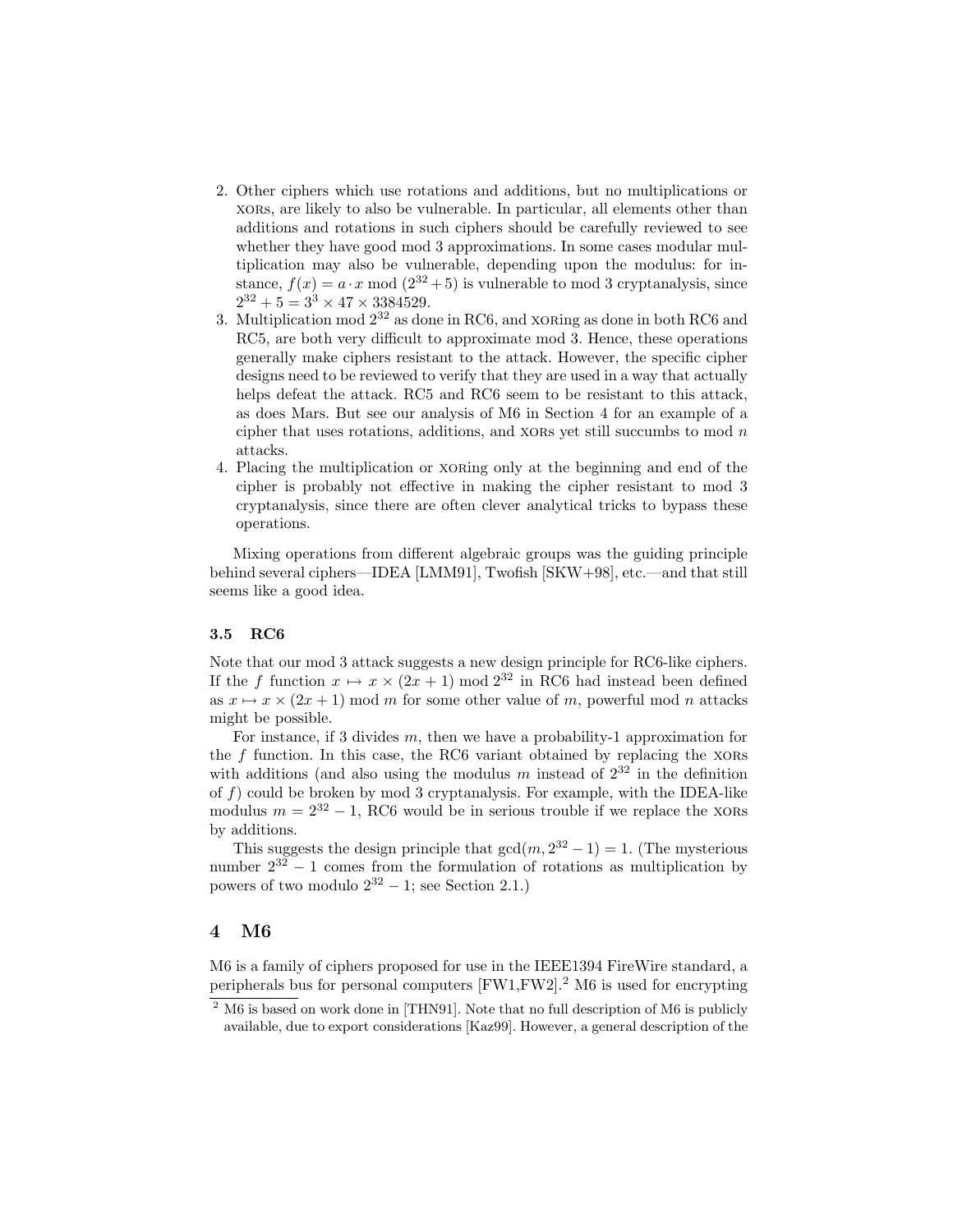2. Other ciphers which use rotations and additions, but no multiplications or XORs, are likely to also be vulnerable. In particular, all elements other than additions and rotations in such ciphers should be carefully reviewed to see whether they have good mod 3 approximations. In some cases modular multiplication may also be vulnerable, depending upon the modulus: for instance, $f(x) = a \cdot x \bmod (2^{32} + 5)$ is vulnerable to mod 3 cryptanalysis, since $2^{32} + 5 = 3^3 \times 47 \times 3384529$.
3. Multiplication mod $2^{32}$ as done in RC6, and XORing as done in both RC6 and RC5, are both very difficult to approximate mod 3. Hence, these operations generally make ciphers resistant to the attack. However, the specific cipher designs need to be reviewed to verify that they are used in a way that actually helps defeat the attack. RC5 and RC6 seem to be resistant to this attack, as does Mars. But see our analysis of M6 in Section 4 for an example of a cipher that uses rotations, additions, and XORs yet still succumbs to mod $n$ attacks.
4. Placing the multiplication or XORing only at the beginning and end of the cipher is probably not effective in making the cipher resistant to mod 3 cryptanalysis, since there are often clever analytical tricks to bypass these operations.

Mixing operations from different algebraic groups was the guiding principle behind several ciphers—IDEA [LMM91], Twofish [SKW+98], etc.—and that still seems like a good idea.

### 3.5 RC6

Note that our mod 3 attack suggests a new design principle for RC6-like ciphers. If the $f$ function $x \mapsto x \times (2x + 1) \bmod 2^{32}$ in RC6 had instead been defined as $x \mapsto x \times (2x + 1) \bmod m$ for some other value of $m$, powerful mod $n$ attacks might be possible.

For instance, if 3 divides $m$, then we have a probability-1 approximation for the $f$ function. In this case, the RC6 variant obtained by replacing the XORs with additions (and also using the modulus $m$ instead of $2^{32}$ in the definition of $f$) could be broken by mod 3 cryptanalysis. For example, with the IDEA-like modulus $m = 2^{32} - 1$, RC6 would be in serious trouble if we replace the XORs by additions.

This suggests the design principle that $\gcd(m, 2^{32} - 1) = 1$. (The mysterious number $2^{32} - 1$ comes from the formulation of rotations as multiplication by powers of two modulo $2^{32} - 1$; see Section 2.1.)

## 4 M6

M6 is a family of ciphers proposed for use in the IEEE1394 FireWire standard, a peripherals bus for personal computers [FW1,FW2].[2] M6 is used for encrypting

[2] M6 is based on work done in [THN91]. Note that no full description of M6 is publicly available, due to export considerations [Kaz99]. However, a general description of the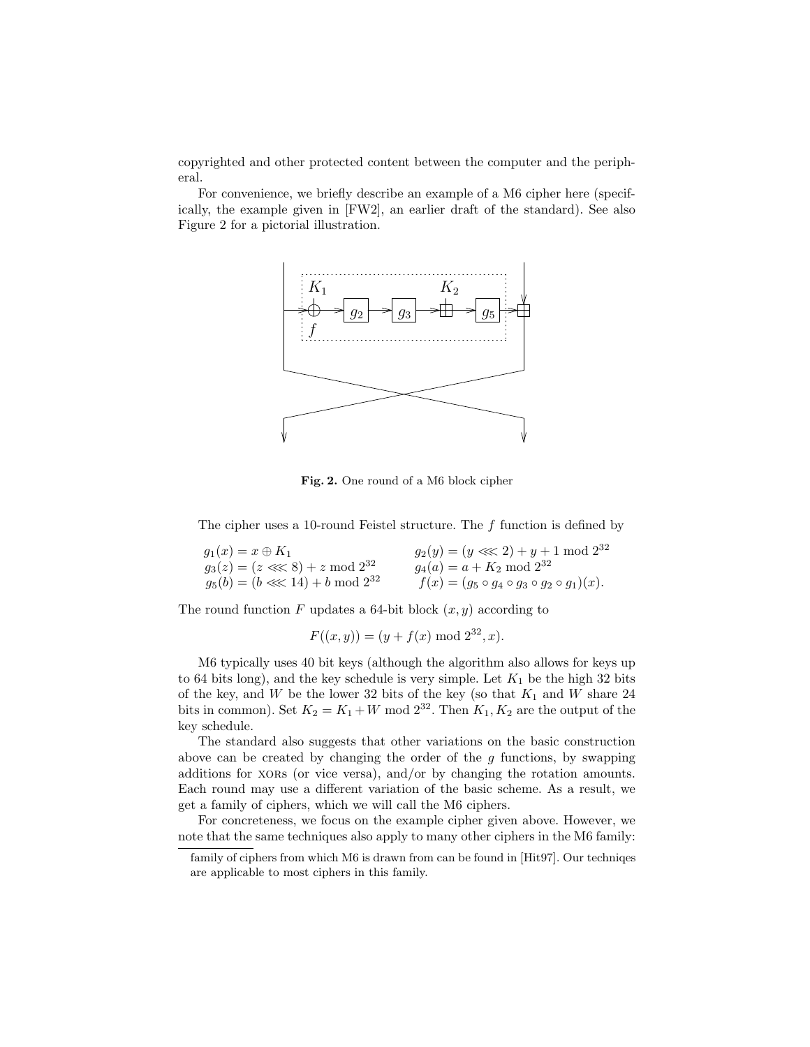copyrighted and other protected content between the computer and the peripheral.

For convenience, we briefly describe an example of a M6 cipher here (specifically, the example given in [FW2], an earlier draft of the standard). See also Figure 2 for a pictorial illustration.

**Fig. 2.** One round of a M6 block cipher

The cipher uses a 10-round Feistel structure. The $f$ function is defined by

$$g_1(x) = x \oplus K_1 \qquad\qquad g_2(y) = (y \lll 2) + y + 1 \bmod 2^{32}$$
$$g_3(z) = (z \lll 8) + z \bmod 2^{32} \qquad\qquad g_4(a) = a + K_2 \bmod 2^{32}$$
$$g_5(b) = (b \lll 14) + b \bmod 2^{32} \qquad\qquad f(x) = (g_5 \circ g_4 \circ g_3 \circ g_2 \circ g_1)(x).$$

The round function $F$ updates a 64-bit block $(x, y)$ according to

$$F((x, y)) = (y + f(x) \bmod 2^{32}, x).$$

M6 typically uses 40 bit keys (although the algorithm also allows for keys up to 64 bits long), and the key schedule is very simple. Let $K_1$ be the high 32 bits of the key, and $W$ be the lower 32 bits of the key (so that $K_1$ and $W$ share 24 bits in common). Set $K_2 = K_1 + W \bmod 2^{32}$. Then $K_1, K_2$ are the output of the key schedule.

The standard also suggests that other variations on the basic construction above can be created by changing the order of the $g$ functions, by swapping additions for XORs (or vice versa), and/or by changing the rotation amounts. Each round may use a different variation of the basic scheme. As a result, we get a family of ciphers, which we will call the M6 ciphers.

For concreteness, we focus on the example cipher given above. However, we note that the same techniques also apply to many other ciphers in the M6 family:

family of ciphers from which M6 is drawn from can be found in [Hit97]. Our techniqes are applicable to most ciphers in this family.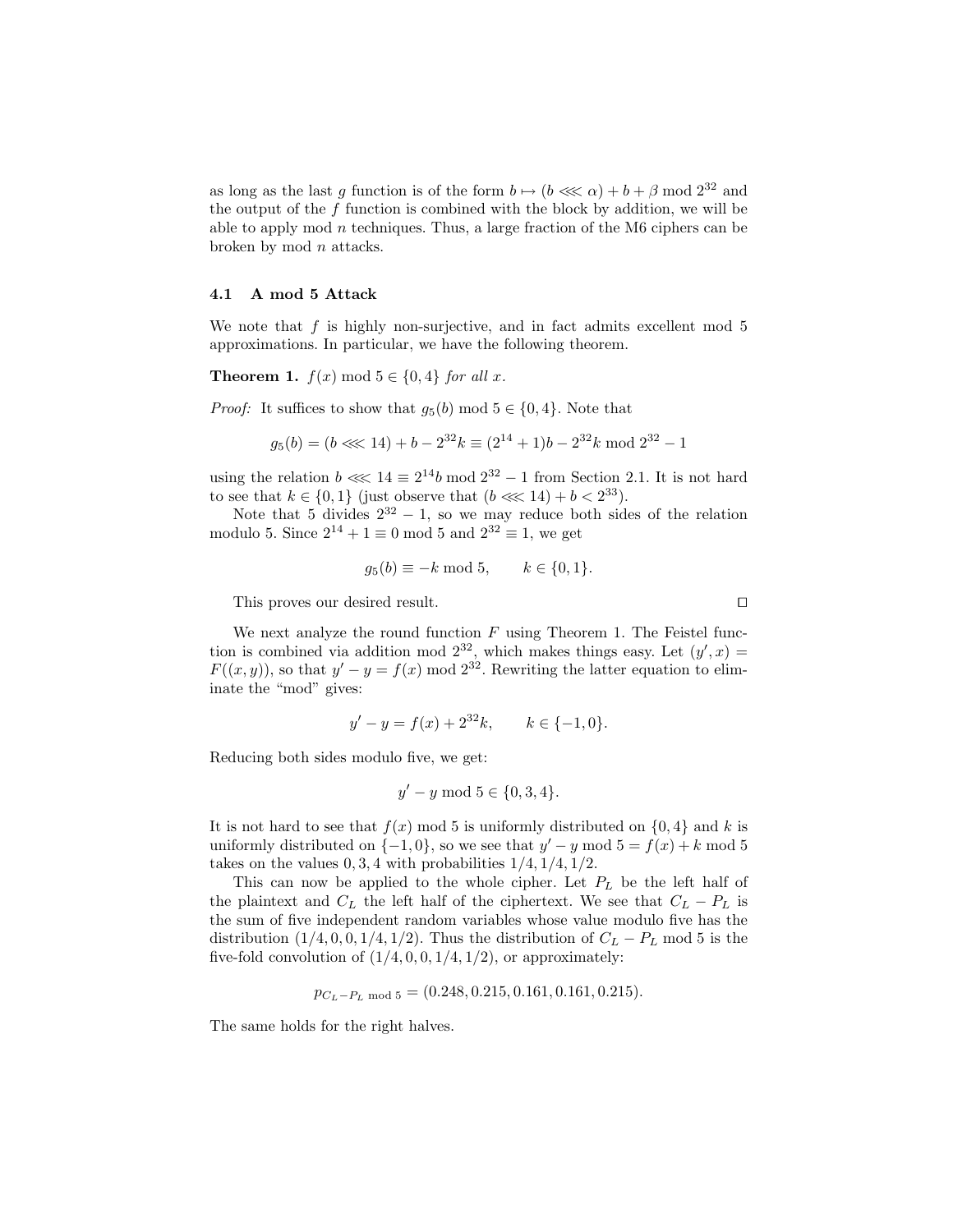as long as the last $g$ function is of the form $b \mapsto (b \lll \alpha) + b + \beta \bmod 2^{32}$ and the output of the $f$ function is combined with the block by addition, we will be able to apply mod $n$ techniques. Thus, a large fraction of the M6 ciphers can be broken by mod $n$ attacks.

### 4.1 A mod 5 Attack

We note that $f$ is highly non-surjective, and in fact admits excellent mod 5 approximations. In particular, we have the following theorem.

**Theorem 1.** *$f(x) \bmod 5 \in \{0, 4\}$ for all $x$.*

*Proof:* It suffices to show that $g_5(b) \bmod 5 \in \{0, 4\}$. Note that

$$g_5(b) = (b \lll 14) + b - 2^{32}k \equiv (2^{14} + 1)b - 2^{32}k \bmod 2^{32} - 1$$

using the relation $b \lll 14 \equiv 2^{14}b \bmod 2^{32} - 1$ from Section 2.1. It is not hard to see that $k \in \{0, 1\}$ (just observe that $(b \lll 14) + b < 2^{33}$).

Note that 5 divides $2^{32} - 1$, so we may reduce both sides of the relation modulo 5. Since $2^{14} + 1 \equiv 0 \bmod 5$ and $2^{32} \equiv 1$, we get

$$g_5(b) \equiv -k \bmod 5, \qquad k \in \{0, 1\}.$$

This proves our desired result. $\square$

We next analyze the round function $F$ using Theorem 1. The Feistel function is combined via addition mod $2^{32}$, which makes things easy. Let $(y', x) = F((x, y))$, so that $y' - y = f(x) \bmod 2^{32}$. Rewriting the latter equation to eliminate the "mod" gives:

$$y' - y = f(x) + 2^{32}k, \qquad k \in \{-1, 0\}.$$

Reducing both sides modulo five, we get:

$$y' - y \bmod 5 \in \{0, 3, 4\}.$$

It is not hard to see that $f(x) \bmod 5$ is uniformly distributed on $\{0, 4\}$ and $k$ is uniformly distributed on $\{-1, 0\}$, so we see that $y' - y \bmod 5 = f(x) + k \bmod 5$ takes on the values $0, 3, 4$ with probabilities $1/4, 1/4, 1/2$.

This can now be applied to the whole cipher. Let $P_L$ be the left half of the plaintext and $C_L$ the left half of the ciphertext. We see that $C_L - P_L$ is the sum of five independent random variables whose value modulo five has the distribution $(1/4, 0, 0, 1/4, 1/2)$. Thus the distribution of $C_L - P_L \bmod 5$ is the five-fold convolution of $(1/4, 0, 0, 1/4, 1/2)$, or approximately:

$$p_{C_L - P_L \bmod 5} = (0.248, 0.215, 0.161, 0.161, 0.215).$$

The same holds for the right halves.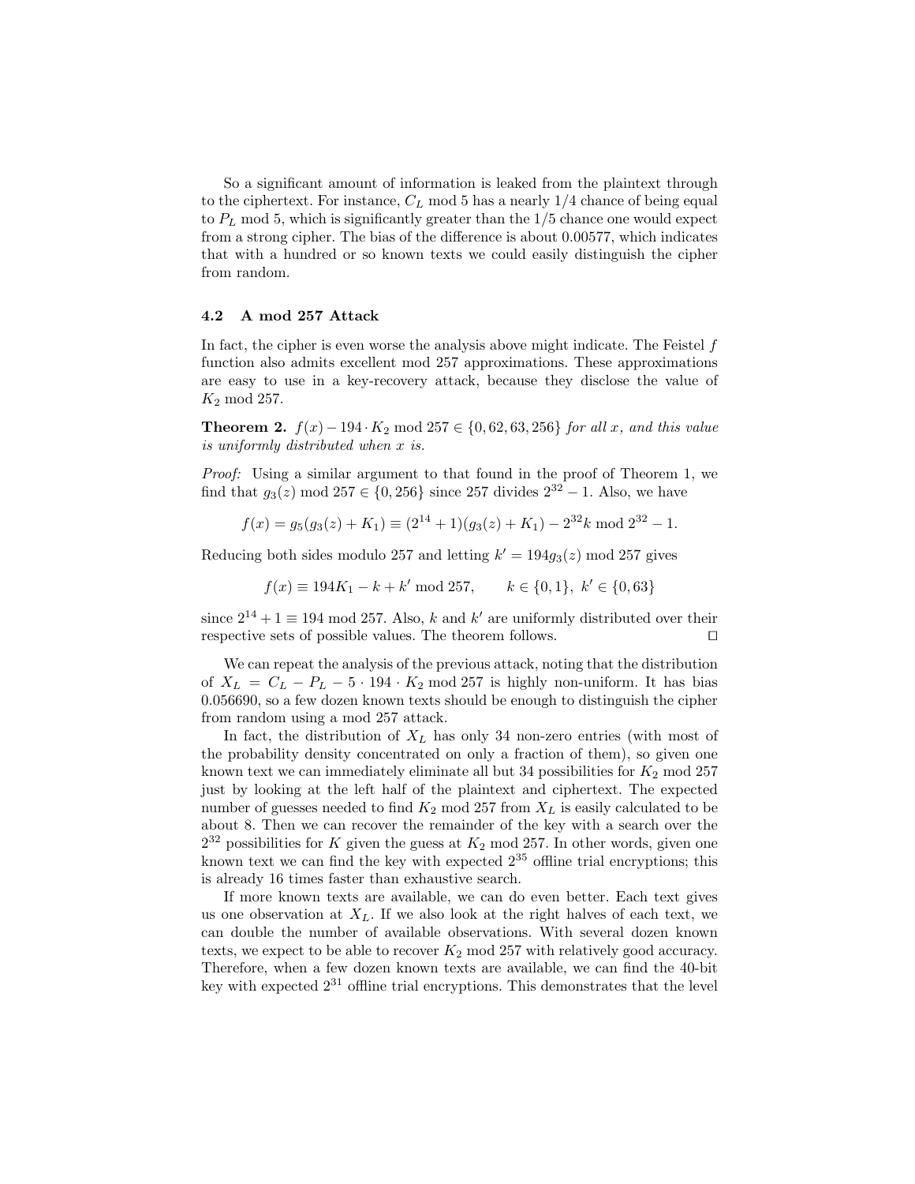So a significant amount of information is leaked from the plaintext through to the ciphertext. For instance, $C_L \bmod 5$ has a nearly 1/4 chance of being equal to $P_L \bmod 5$, which is significantly greater than the 1/5 chance one would expect from a strong cipher. The bias of the difference is about 0.00577, which indicates that with a hundred or so known texts we could easily distinguish the cipher from random.

### 4.2 A mod 257 Attack

In fact, the cipher is even worse the analysis above might indicate. The Feistel $f$ function also admits excellent mod 257 approximations. These approximations are easy to use in a key-recovery attack, because they disclose the value of $K_2 \bmod 257$.

**Theorem 2.** *$f(x) - 194 \cdot K_2 \bmod 257 \in \{0, 62, 63, 256\}$ for all $x$, and this value is uniformly distributed when $x$ is.*

*Proof:* Using a similar argument to that found in the proof of Theorem 1, we find that $g_3(z) \bmod 257 \in \{0, 256\}$ since 257 divides $2^{32} - 1$. Also, we have

$$f(x) = g_5(g_3(z) + K_1) \equiv (2^{14} + 1)(g_3(z) + K_1) - 2^{32}k \bmod 2^{32} - 1.$$

Reducing both sides modulo 257 and letting $k' = 194 g_3(z) \bmod 257$ gives

$$f(x) \equiv 194 K_1 - k + k' \bmod 257, \qquad k \in \{0, 1\},\ k' \in \{0, 63\}$$

since $2^{14} + 1 \equiv 194 \bmod 257$. Also, $k$ and $k'$ are uniformly distributed over their respective sets of possible values. The theorem follows. □

We can repeat the analysis of the previous attack, noting that the distribution of $X_L = C_L - P_L - 5 \cdot 194 \cdot K_2 \bmod 257$ is highly non-uniform. It has bias 0.056690, so a few dozen known texts should be enough to distinguish the cipher from random using a mod 257 attack.

In fact, the distribution of $X_L$ has only 34 non-zero entries (with most of the probability density concentrated on only a fraction of them), so given one known text we can immediately eliminate all but 34 possibilities for $K_2 \bmod 257$ just by looking at the left half of the plaintext and ciphertext. The expected number of guesses needed to find $K_2 \bmod 257$ from $X_L$ is easily calculated to be about 8. Then we can recover the remainder of the key with a search over the $2^{32}$ possibilities for $K$ given the guess at $K_2 \bmod 257$. In other words, given one known text we can find the key with expected $2^{35}$ offline trial encryptions; this is already 16 times faster than exhaustive search.

If more known texts are available, we can do even better. Each text gives us one observation at $X_L$. If we also look at the right halves of each text, we can double the number of available observations. With several dozen known texts, we expect to be able to recover $K_2 \bmod 257$ with relatively good accuracy. Therefore, when a few dozen known texts are available, we can find the 40-bit key with expected $2^{31}$ offline trial encryptions. This demonstrates that the level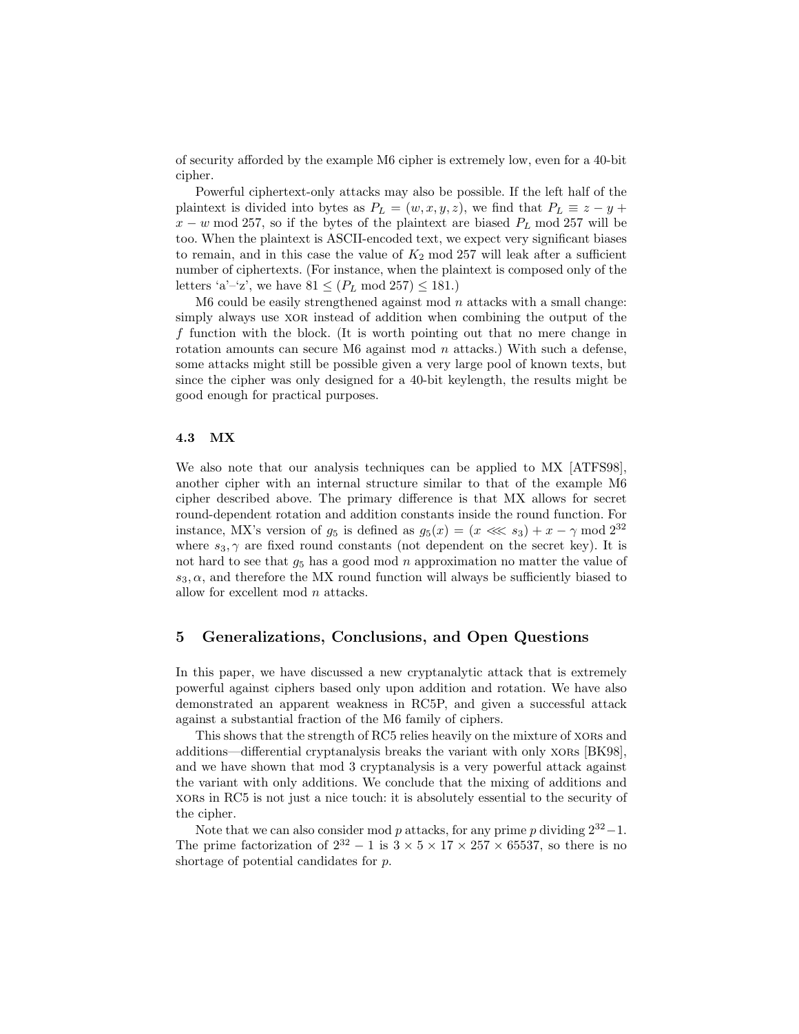of security afforded by the example M6 cipher is extremely low, even for a 40-bit cipher.

Powerful ciphertext-only attacks may also be possible. If the left half of the plaintext is divided into bytes as $P_L = (w, x, y, z)$, we find that $P_L \equiv z - y + x - w \bmod 257$, so if the bytes of the plaintext are biased $P_L \bmod 257$ will be too. When the plaintext is ASCII-encoded text, we expect very significant biases to remain, and in this case the value of $K_2 \bmod 257$ will leak after a sufficient number of ciphertexts. (For instance, when the plaintext is composed only of the letters 'a'–'z', we have $81 \leq (P_L \bmod 257) \leq 181$.)

M6 could be easily strengthened against mod $n$ attacks with a small change: simply always use XOR instead of addition when combining the output of the $f$ function with the block. (It is worth pointing out that no mere change in rotation amounts can secure M6 against mod $n$ attacks.) With such a defense, some attacks might still be possible given a very large pool of known texts, but since the cipher was only designed for a 40-bit keylength, the results might be good enough for practical purposes.

### 4.3 MX

We also note that our analysis techniques can be applied to MX [ATFS98], another cipher with an internal structure similar to that of the example M6 cipher described above. The primary difference is that MX allows for secret round-dependent rotation and addition constants inside the round function. For instance, MX's version of $g_5$ is defined as $g_5(x) = (x \lll s_3) + x - \gamma \bmod 2^{32}$ where $s_3, \gamma$ are fixed round constants (not dependent on the secret key). It is not hard to see that $g_5$ has a good mod $n$ approximation no matter the value of $s_3, \alpha$, and therefore the MX round function will always be sufficiently biased to allow for excellent mod $n$ attacks.

## 5 Generalizations, Conclusions, and Open Questions

In this paper, we have discussed a new cryptanalytic attack that is extremely powerful against ciphers based only upon addition and rotation. We have also demonstrated an apparent weakness in RC5P, and given a successful attack against a substantial fraction of the M6 family of ciphers.

This shows that the strength of RC5 relies heavily on the mixture of XORs and additions—differential cryptanalysis breaks the variant with only XORs [BK98], and we have shown that mod 3 cryptanalysis is a very powerful attack against the variant with only additions. We conclude that the mixing of additions and XORs in RC5 is not just a nice touch: it is absolutely essential to the security of the cipher.

Note that we can also consider mod $p$ attacks, for any prime $p$ dividing $2^{32} - 1$. The prime factorization of $2^{32} - 1$ is $3 \times 5 \times 17 \times 257 \times 65537$, so there is no shortage of potential candidates for $p$.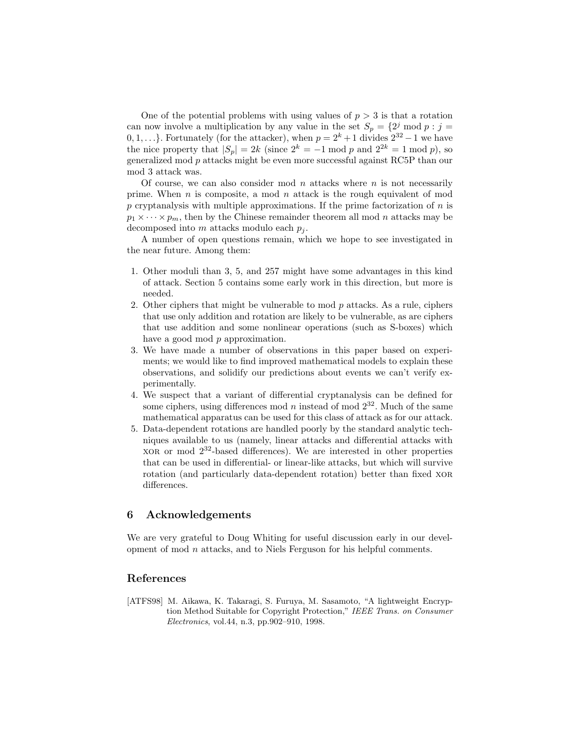One of the potential problems with using values of $p > 3$ is that a rotation can now involve a multiplication by any value in the set $S_p = \{2^j \bmod p : j = 0, 1, \ldots\}$. Fortunately (for the attacker), when $p = 2^k + 1$ divides $2^{32} - 1$ we have the nice property that $|S_p| = 2k$ (since $2^k = -1 \bmod p$ and $2^{2k} = 1 \bmod p$), so generalized mod $p$ attacks might be even more successful against RC5P than our mod 3 attack was.

Of course, we can also consider mod $n$ attacks where $n$ is not necessarily prime. When $n$ is composite, a mod $n$ attack is the rough equivalent of mod $p$ cryptanalysis with multiple approximations. If the prime factorization of $n$ is $p_1 \times \cdots \times p_m$, then by the Chinese remainder theorem all mod $n$ attacks may be decomposed into $m$ attacks modulo each $p_j$.

A number of open questions remain, which we hope to see investigated in the near future. Among them:

1. Other moduli than 3, 5, and 257 might have some advantages in this kind of attack. Section 5 contains some early work in this direction, but more is needed.
2. Other ciphers that might be vulnerable to mod $p$ attacks. As a rule, ciphers that use only addition and rotation are likely to be vulnerable, as are ciphers that use addition and some nonlinear operations (such as S-boxes) which have a good mod $p$ approximation.
3. We have made a number of observations in this paper based on experiments; we would like to find improved mathematical models to explain these observations, and solidify our predictions about events we can't verify experimentally.
4. We suspect that a variant of differential cryptanalysis can be defined for some ciphers, using differences mod $n$ instead of mod $2^{32}$. Much of the same mathematical apparatus can be used for this class of attack as for our attack.
5. Data-dependent rotations are handled poorly by the standard analytic techniques available to us (namely, linear attacks and differential attacks with XOR or mod $2^{32}$-based differences). We are interested in other properties that can be used in differential- or linear-like attacks, but which will survive rotation (and particularly data-dependent rotation) better than fixed XOR differences.

## 6 Acknowledgements

We are very grateful to Doug Whiting for useful discussion early in our development of mod $n$ attacks, and to Niels Ferguson for his helpful comments.

## References

[ATFS98] M. Aikawa, K. Takaragi, S. Furuya, M. Sasamoto, "A lightweight Encryption Method Suitable for Copyright Protection," *IEEE Trans. on Consumer Electronics*, vol.44, n.3, pp.902–910, 1998.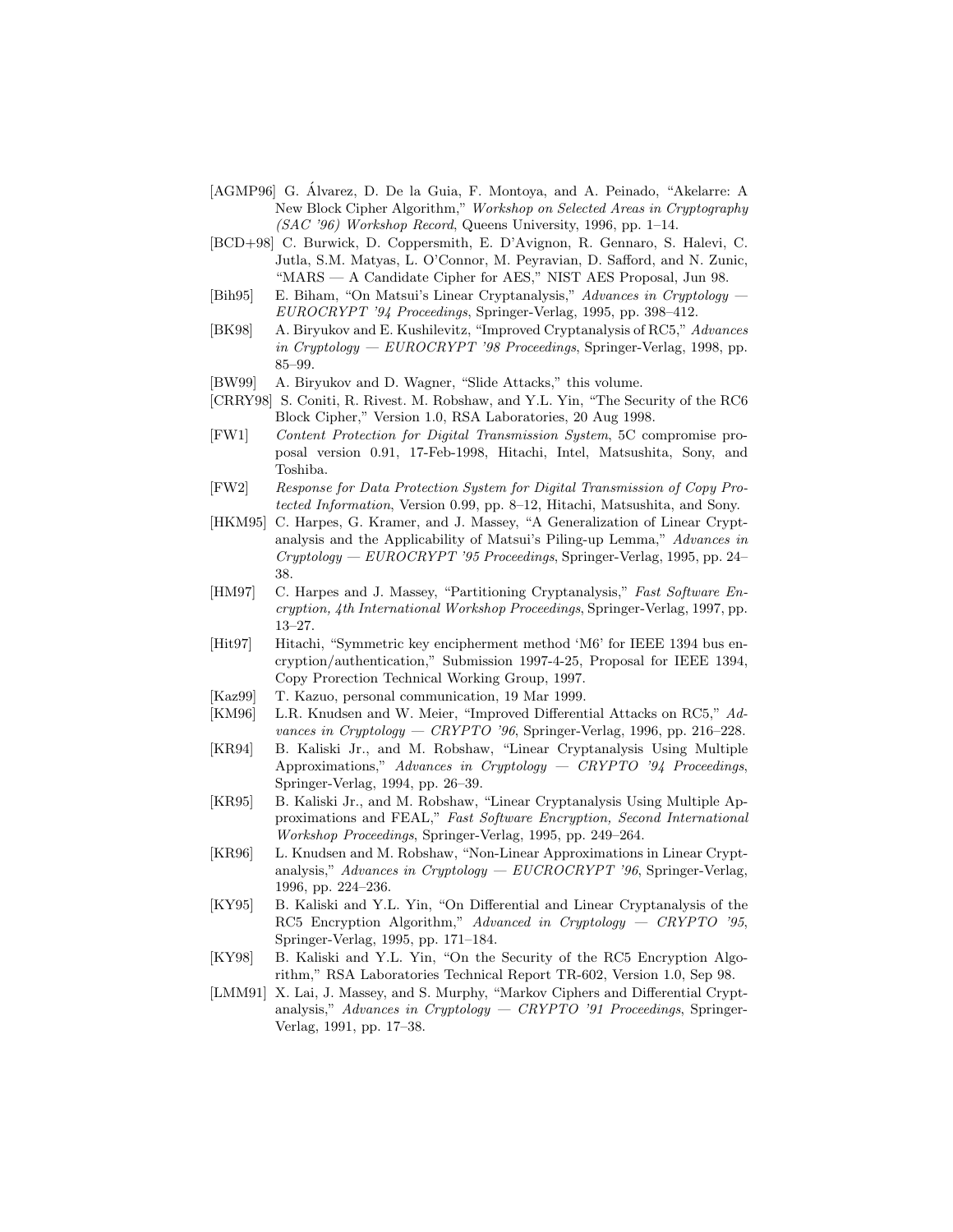[AGMP96] G. Álvarez, D. De la Guia, F. Montoya, and A. Peinado, "Akelarre: A New Block Cipher Algorithm," *Workshop on Selected Areas in Cryptography (SAC '96) Workshop Record*, Queens University, 1996, pp. 1–14.

[BCD+98] C. Burwick, D. Coppersmith, E. D'Avignon, R. Gennaro, S. Halevi, C. Jutla, S.M. Matyas, L. O'Connor, M. Peyravian, D. Safford, and N. Zunic, "MARS — A Candidate Cipher for AES," NIST AES Proposal, Jun 98.

[Bih95] E. Biham, "On Matsui's Linear Cryptanalysis," *Advances in Cryptology — EUROCRYPT '94 Proceedings*, Springer-Verlag, 1995, pp. 398–412.

[BK98] A. Biryukov and E. Kushilevitz, "Improved Cryptanalysis of RC5," *Advances in Cryptology — EUROCRYPT '98 Proceedings*, Springer-Verlag, 1998, pp. 85–99.

[BW99] A. Biryukov and D. Wagner, "Slide Attacks," this volume.

[CRRY98] S. Coniti, R. Rivest. M. Robshaw, and Y.L. Yin, "The Security of the RC6 Block Cipher," Version 1.0, RSA Laboratories, 20 Aug 1998.

[FW1] *Content Protection for Digital Transmission System*, 5C compromise proposal version 0.91, 17-Feb-1998, Hitachi, Intel, Matsushita, Sony, and Toshiba.

[FW2] *Response for Data Protection System for Digital Transmission of Copy Protected Information*, Version 0.99, pp. 8–12, Hitachi, Matsushita, and Sony.

[HKM95] C. Harpes, G. Kramer, and J. Massey, "A Generalization of Linear Cryptanalysis and the Applicability of Matsui's Piling-up Lemma," *Advances in Cryptology — EUROCRYPT '95 Proceedings*, Springer-Verlag, 1995, pp. 24–38.

[HM97] C. Harpes and J. Massey, "Partitioning Cryptanalysis," *Fast Software Encryption, 4th International Workshop Proceedings*, Springer-Verlag, 1997, pp. 13–27.

[Hit97] Hitachi, "Symmetric key encipherment method 'M6' for IEEE 1394 bus encryption/authentication," Submission 1997-4-25, Proposal for IEEE 1394, Copy Prorection Technical Working Group, 1997.

[Kaz99] T. Kazuo, personal communication, 19 Mar 1999.

[KM96] L.R. Knudsen and W. Meier, "Improved Differential Attacks on RC5," *Advances in Cryptology — CRYPTO '96*, Springer-Verlag, 1996, pp. 216–228.

[KR94] B. Kaliski Jr., and M. Robshaw, "Linear Cryptanalysis Using Multiple Approximations," *Advances in Cryptology — CRYPTO '94 Proceedings*, Springer-Verlag, 1994, pp. 26–39.

[KR95] B. Kaliski Jr., and M. Robshaw, "Linear Cryptanalysis Using Multiple Approximations and FEAL," *Fast Software Encryption, Second International Workshop Proceedings*, Springer-Verlag, 1995, pp. 249–264.

[KR96] L. Knudsen and M. Robshaw, "Non-Linear Approximations in Linear Cryptanalysis," *Advances in Cryptology — EUCROCRYPT '96*, Springer-Verlag, 1996, pp. 224–236.

[KY95] B. Kaliski and Y.L. Yin, "On Differential and Linear Cryptanalysis of the RC5 Encryption Algorithm," *Advanced in Cryptology — CRYPTO '95*, Springer-Verlag, 1995, pp. 171–184.

[KY98] B. Kaliski and Y.L. Yin, "On the Security of the RC5 Encryption Algorithm," RSA Laboratories Technical Report TR-602, Version 1.0, Sep 98.

[LMM91] X. Lai, J. Massey, and S. Murphy, "Markov Ciphers and Differential Cryptanalysis," *Advances in Cryptology — CRYPTO '91 Proceedings*, Springer-Verlag, 1991, pp. 17–38.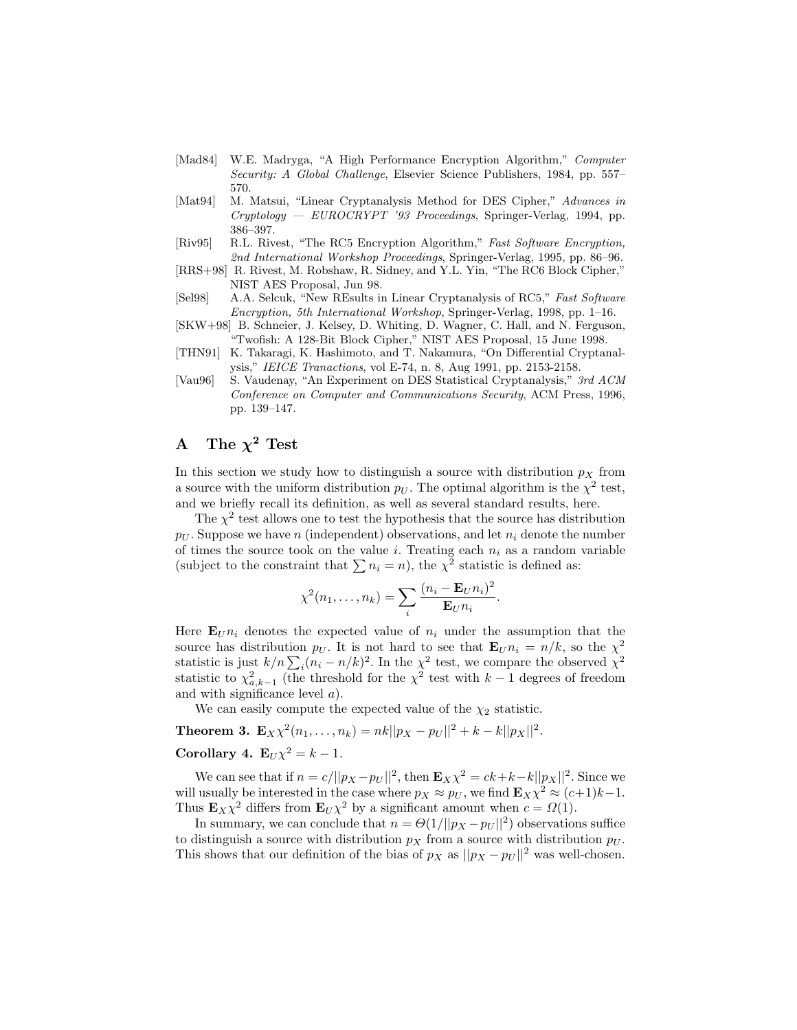[Mad84] W.E. Madryga, "A High Performance Encryption Algorithm," *Computer Security: A Global Challenge*, Elsevier Science Publishers, 1984, pp. 557–570.

[Mat94] M. Matsui, "Linear Cryptanalysis Method for DES Cipher," *Advances in Cryptology — EUROCRYPT '93 Proceedings*, Springer-Verlag, 1994, pp. 386–397.

[Riv95] R.L. Rivest, "The RC5 Encryption Algorithm," *Fast Software Encryption, 2nd International Workshop Proceedings*, Springer-Verlag, 1995, pp. 86–96.

[RRS+98] R. Rivest, M. Robshaw, R. Sidney, and Y.L. Yin, "The RC6 Block Cipher," NIST AES Proposal, Jun 98.

[Sel98] A.A. Selcuk, "New REsults in Linear Cryptanalysis of RC5," *Fast Software Encryption, 5th International Workshop*, Springer-Verlag, 1998, pp. 1–16.

[SKW+98] B. Schneier, J. Kelsey, D. Whiting, D. Wagner, C. Hall, and N. Ferguson, "Twofish: A 128-Bit Block Cipher," NIST AES Proposal, 15 June 1998.

[THN91] K. Takaragi, K. Hashimoto, and T. Nakamura, "On Differential Cryptanalysis," *IEICE Tranactions*, vol E-74, n. 8, Aug 1991, pp. 2153-2158.

[Vau96] S. Vaudenay, "An Experiment on DES Statistical Cryptanalysis," *3rd ACM Conference on Computer and Communications Security*, ACM Press, 1996, pp. 139–147.

# A The $\chi^2$ Test

In this section we study how to distinguish a source with distribution $p_X$ from a source with the uniform distribution $p_U$. The optimal algorithm is the $\chi^2$ test, and we briefly recall its definition, as well as several standard results, here.

The $\chi^2$ test allows one to test the hypothesis that the source has distribution $p_U$. Suppose we have $n$ (independent) observations, and let $n_i$ denote the number of times the source took on the value $i$. Treating each $n_i$ as a random variable (subject to the constraint that $\sum n_i = n$), the $\chi^2$ statistic is defined as:

$$\chi^2(n_1, \ldots, n_k) = \sum_i \frac{(n_i - \mathbf{E}_U n_i)^2}{\mathbf{E}_U n_i}.$$

Here $\mathbf{E}_U n_i$ denotes the expected value of $n_i$ under the assumption that the source has distribution $p_U$. It is not hard to see that $\mathbf{E}_U n_i = n/k$, so the $\chi^2$ statistic is just $k/n \sum_i (n_i - n/k)^2$. In the $\chi^2$ test, we compare the observed $\chi^2$ statistic to $\chi^2_{a,k-1}$ (the threshold for the $\chi^2$ test with $k-1$ degrees of freedom and with significance level $a$).

We can easily compute the expected value of the $\chi_2$ statistic.

**Theorem 3.** $\mathbf{E}_X \chi^2(n_1, \ldots, n_k) = nk||p_X - p_U||^2 + k - k||p_X||^2$.

**Corollary 4.** $\mathbf{E}_U \chi^2 = k - 1$.

We can see that if $n = c/||p_X - p_U||^2$, then $\mathbf{E}_X \chi^2 = ck + k - k||p_X||^2$. Since we will usually be interested in the case where $p_X \approx p_U$, we find $\mathbf{E}_X \chi^2 \approx (c+1)k - 1$. Thus $\mathbf{E}_X \chi^2$ differs from $\mathbf{E}_U \chi^2$ by a significant amount when $c = \Omega(1)$.

In summary, we can conclude that $n = \Theta(1/||p_X - p_U||^2)$ observations suffice to distinguish a source with distribution $p_X$ from a source with distribution $p_U$. This shows that our definition of the bias of $p_X$ as $||p_X - p_U||^2$ was well-chosen.